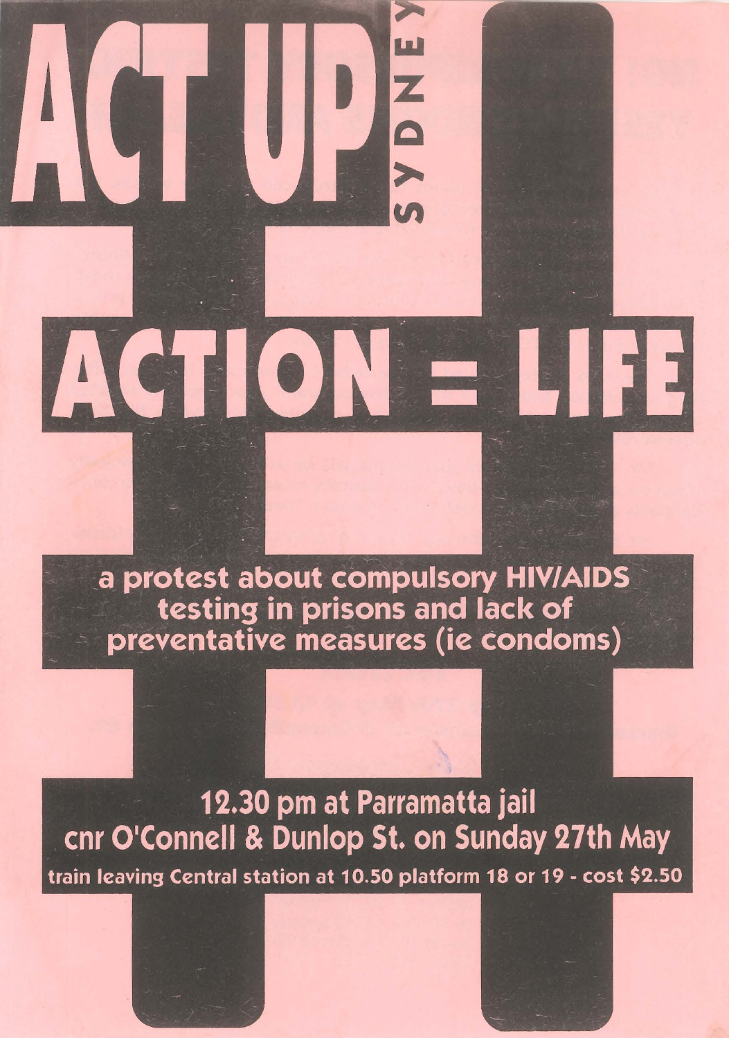# ACT UP! SYDNEY

# ACTION = LIFE

**a protest about compulsory HIV/AIDS testing in prisons and lack of preventative measures (ie condoms)**

**12.30 pm at Parramatta jail**
**cnr O'Connell & Dunlop St. on Sunday 27th May**

**train leaving Central station at 10.50 platform 18 or 19 - cost $2.50**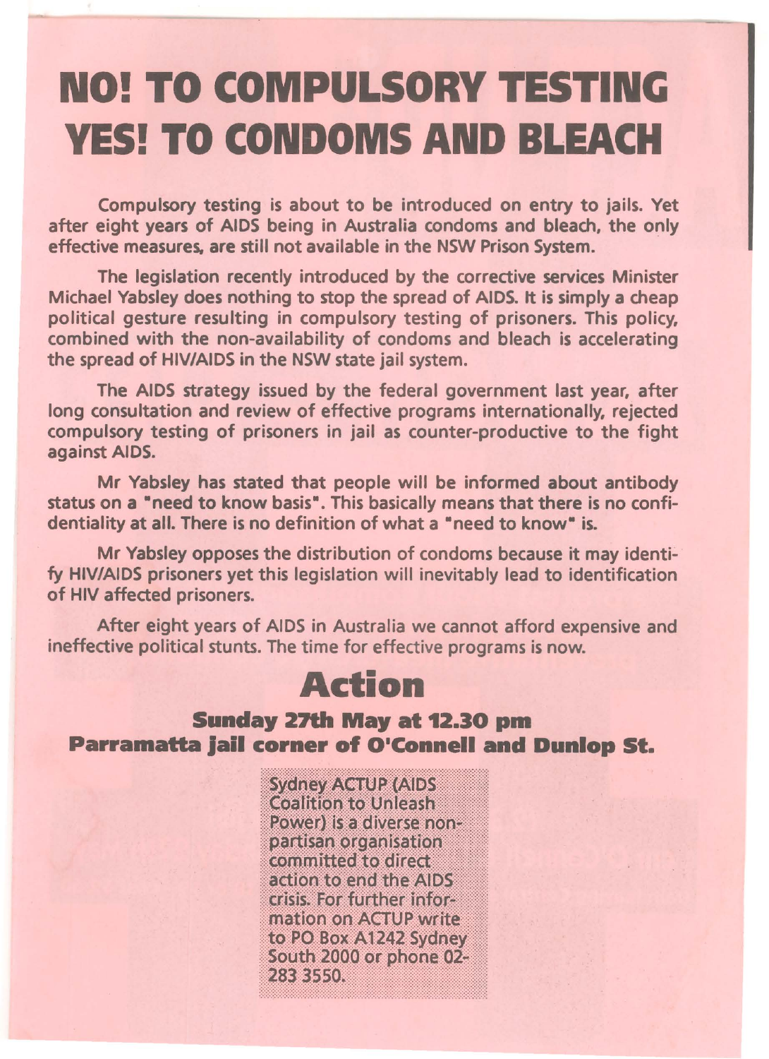# NO! TO COMPULSORY TESTING
# YES! TO CONDOMS AND BLEACH

Compulsory testing is about to be introduced on entry to jails. Yet after eight years of AIDS being in Australia condoms and bleach, the only effective measures, are still not available in the NSW Prison System.

The legislation recently introduced by the corrective services Minister Michael Yabsley does nothing to stop the spread of AIDS. It is simply a cheap political gesture resulting in compulsory testing of prisoners. This policy, combined with the non-availability of condoms and bleach is accelerating the spread of HIV/AIDS in the NSW state jail system.

The AIDS strategy issued by the federal government last year, after long consultation and review of effective programs internationally, rejected compulsory testing of prisoners in jail as counter-productive to the fight against AIDS.

Mr Yabsley has stated that people will be informed about antibody status on a "need to know basis". This basically means that there is no confidentiality at all. There is no definition of what a "need to know" is.

Mr Yabsley opposes the distribution of condoms because it may identify HIV/AIDS prisoners yet this legislation will inevitably lead to identification of HIV affected prisoners.

After eight years of AIDS in Australia we cannot afford expensive and ineffective political stunts. The time for effective programs is now.

## Action

### Sunday 27th May at 12.30 pm
### Parramatta jail corner of O'Connell and Dunlop St.

Sydney ACTUP (AIDS Coalition to Unleash Power) is a diverse non-partisan organisation committed to direct action to end the AIDS crisis. For further information on ACTUP write to PO Box A1242 Sydney South 2000 or phone 02-283 3550.